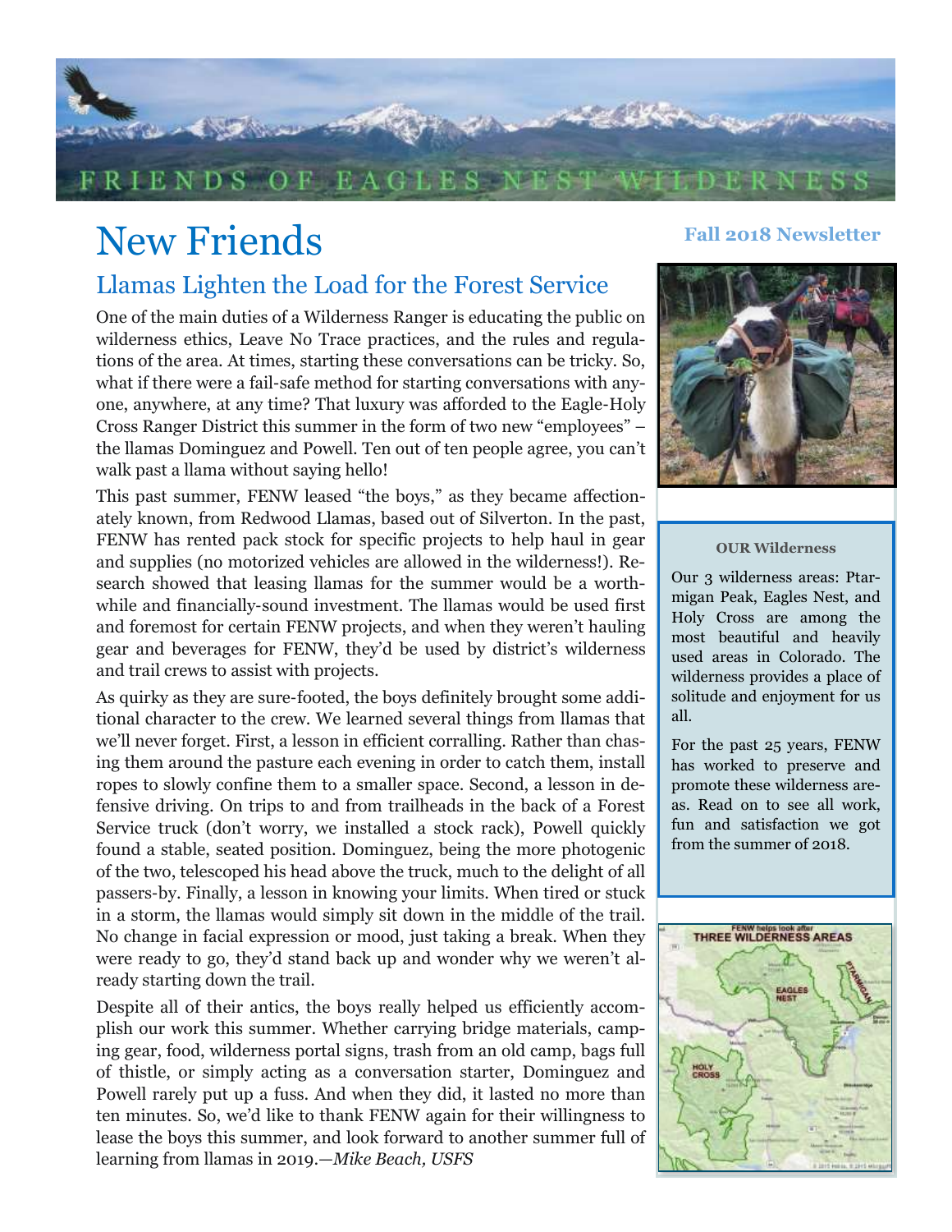# FRIENDS OF EAGLES NEST WILDERNESS

# New Friends

**Fall 2018 Newsletter**

## Llamas Lighten the Load for the Forest Service

One of the main duties of a Wilderness Ranger is educating the public on wilderness ethics, Leave No Trace practices, and the rules and regulations of the area. At times, starting these conversations can be tricky. So, what if there were a fail-safe method for starting conversations with anyone, anywhere, at any time? That luxury was afforded to the Eagle-Holy Cross Ranger District this summer in the form of two new "employees" – the llamas Dominguez and Powell. Ten out of ten people agree, you can't walk past a llama without saying hello!

This past summer, FENW leased "the boys," as they became affectionately known, from Redwood Llamas, based out of Silverton. In the past, FENW has rented pack stock for specific projects to help haul in gear and supplies (no motorized vehicles are allowed in the wilderness!). Research showed that leasing llamas for the summer would be a worthwhile and financially-sound investment. The llamas would be used first and foremost for certain FENW projects, and when they weren't hauling gear and beverages for FENW, they'd be used by district's wilderness and trail crews to assist with projects.

As quirky as they are sure-footed, the boys definitely brought some additional character to the crew. We learned several things from llamas that we'll never forget. First, a lesson in efficient corralling. Rather than chasing them around the pasture each evening in order to catch them, install ropes to slowly confine them to a smaller space. Second, a lesson in defensive driving. On trips to and from trailheads in the back of a Forest Service truck (don't worry, we installed a stock rack), Powell quickly found a stable, seated position. Dominguez, being the more photogenic of the two, telescoped his head above the truck, much to the delight of all passers-by. Finally, a lesson in knowing your limits. When tired or stuck in a storm, the llamas would simply sit down in the middle of the trail. No change in facial expression or mood, just taking a break. When they were ready to go, they'd stand back up and wonder why we weren't already starting down the trail.

Despite all of their antics, the boys really helped us efficiently accomplish our work this summer. Whether carrying bridge materials, camping gear, food, wilderness portal signs, trash from an old camp, bags full of thistle, or simply acting as a conversation starter, Dominguez and Powell rarely put up a fuss. And when they did, it lasted no more than ten minutes. So, we'd like to thank FENW again for their willingness to lease the boys this summer, and look forward to another summer full of learning from llamas in 2019.—*Mike Beach, USFS*

**OUR Wilderness**

Our 3 wilderness areas: Ptarmigan Peak, Eagles Nest, and Holy Cross are among the most beautiful and heavily used areas in Colorado. The wilderness provides a place of solitude and enjoyment for us all.

For the past 25 years, FENW has worked to preserve and promote these wilderness areas. Read on to see all work, fun and satisfaction we got from the summer of 2018.

FENW helps look after
THREE WILDERNESS AREAS

EAGLES NEST

PTARMIGAN

HOLY CROSS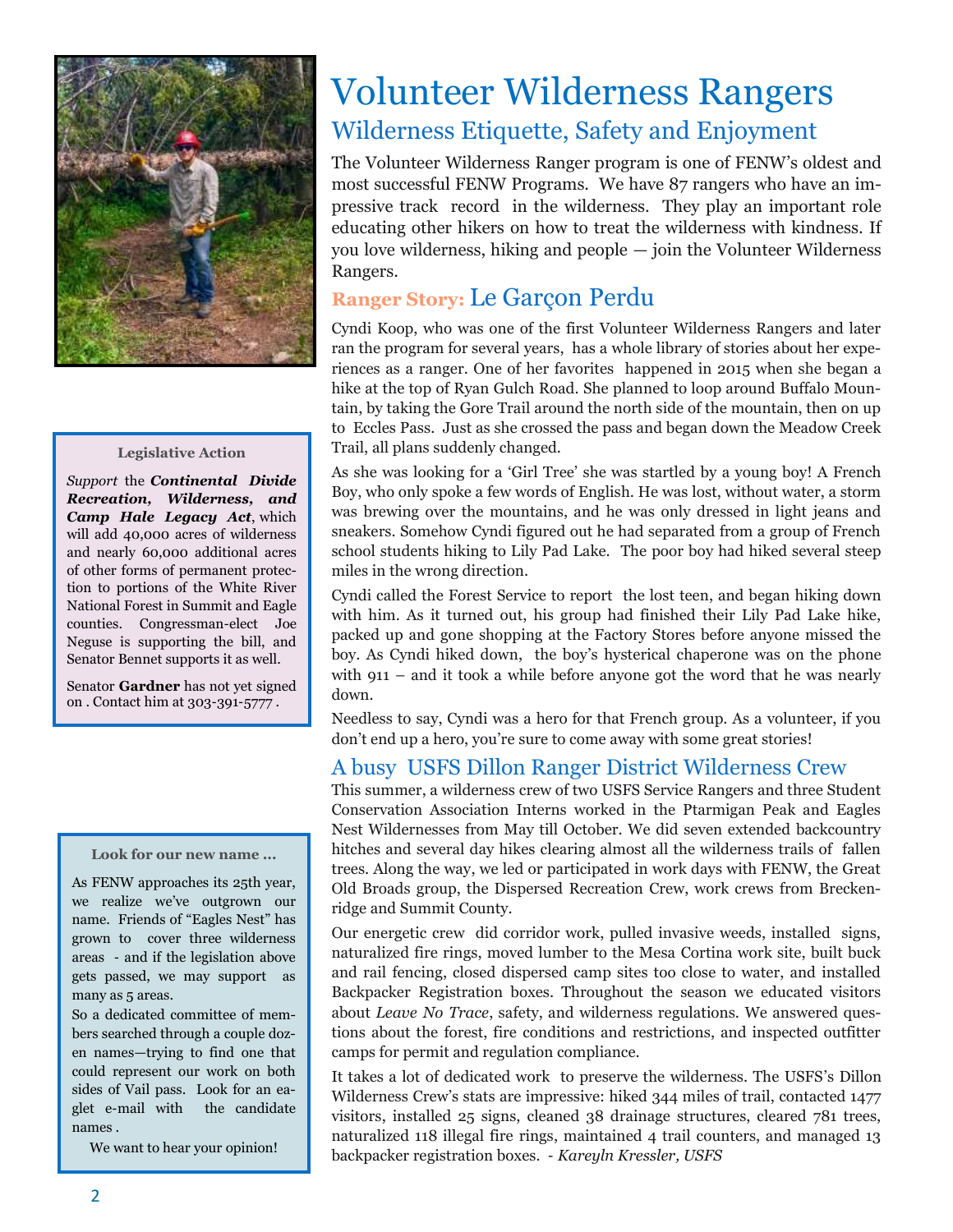# Volunteer Wilderness Rangers

## Wilderness Etiquette, Safety and Enjoyment

The Volunteer Wilderness Ranger program is one of FENW's oldest and most successful FENW Programs. We have 87 rangers who have an impressive track record in the wilderness. They play an important role educating other hikers on how to treat the wilderness with kindness. If you love wilderness, hiking and people — join the Volunteer Wilderness Rangers.

### Ranger Story: Le Garçon Perdu

Cyndi Koop, who was one of the first Volunteer Wilderness Rangers and later ran the program for several years, has a whole library of stories about her experiences as a ranger. One of her favorites happened in 2015 when she began a hike at the top of Ryan Gulch Road. She planned to loop around Buffalo Mountain, by taking the Gore Trail around the north side of the mountain, then on up to Eccles Pass. Just as she crossed the pass and began down the Meadow Creek Trail, all plans suddenly changed.

As she was looking for a 'Girl Tree' she was startled by a young boy! A French Boy, who only spoke a few words of English. He was lost, without water, a storm was brewing over the mountains, and he was only dressed in light jeans and sneakers. Somehow Cyndi figured out he had separated from a group of French school students hiking to Lily Pad Lake. The poor boy had hiked several steep miles in the wrong direction.

Cyndi called the Forest Service to report the lost teen, and began hiking down with him. As it turned out, his group had finished their Lily Pad Lake hike, packed up and gone shopping at the Factory Stores before anyone missed the boy. As Cyndi hiked down, the boy's hysterical chaperone was on the phone with 911 – and it took a while before anyone got the word that he was nearly down.

Needless to say, Cyndi was a hero for that French group. As a volunteer, if you don't end up a hero, you're sure to come away with some great stories!

### A busy USFS Dillon Ranger District Wilderness Crew

This summer, a wilderness crew of two USFS Service Rangers and three Student Conservation Association Interns worked in the Ptarmigan Peak and Eagles Nest Wildernesses from May till October. We did seven extended backcountry hitches and several day hikes clearing almost all the wilderness trails of fallen trees. Along the way, we led or participated in work days with FENW, the Great Old Broads group, the Dispersed Recreation Crew, work crews from Breckenridge and Summit County.

Our energetic crew did corridor work, pulled invasive weeds, installed signs, naturalized fire rings, moved lumber to the Mesa Cortina work site, built buck and rail fencing, closed dispersed camp sites too close to water, and installed Backpacker Registration boxes. Throughout the season we educated visitors about *Leave No Trace*, safety, and wilderness regulations. We answered questions about the forest, fire conditions and restrictions, and inspected outfitter camps for permit and regulation compliance.

It takes a lot of dedicated work to preserve the wilderness. The USFS's Dillon Wilderness Crew's stats are impressive: hiked 344 miles of trail, contacted 1477 visitors, installed 25 signs, cleaned 38 drainage structures, cleared 781 trees, naturalized 118 illegal fire rings, maintained 4 trail counters, and managed 13 backpacker registration boxes. *- Kareyln Kressler, USFS*

---

**Legislative Action**

*Support* the ***Continental Divide Recreation, Wilderness, and Camp Hale Legacy Act***, which will add 40,000 acres of wilderness and nearly 60,000 additional acres of other forms of permanent protection to portions of the White River National Forest in Summit and Eagle counties. Congressman-elect Joe Neguse is supporting the bill, and Senator Bennet supports it as well.

Senator **Gardner** has not yet signed on . Contact him at 303-391-5777 .

---

**Look for our new name …**

As FENW approaches its 25th year, we realize we've outgrown our name. Friends of "Eagles Nest" has grown to cover three wilderness areas - and if the legislation above gets passed, we may support as many as 5 areas.

So a dedicated committee of members searched through a couple dozen names—trying to find one that could represent our work on both sides of Vail pass. Look for an eaglet e-mail with the candidate names .

We want to hear your opinion!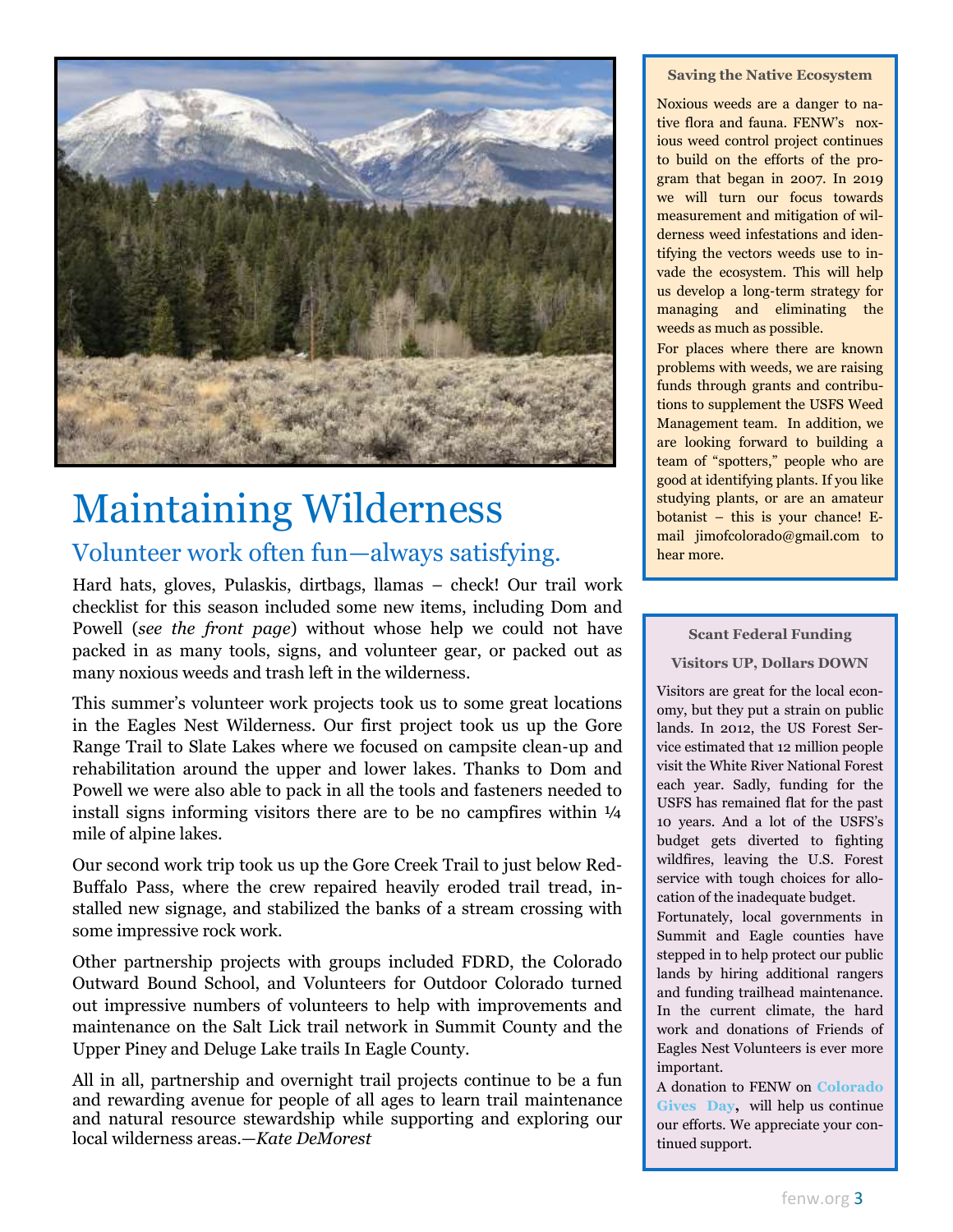# Maintaining Wilderness

## Volunteer work often fun—always satisfying.

Hard hats, gloves, Pulaskis, dirtbags, llamas – check! Our trail work checklist for this season included some new items, including Dom and Powell (*see the front page*) without whose help we could not have packed in as many tools, signs, and volunteer gear, or packed out as many noxious weeds and trash left in the wilderness.

This summer's volunteer work projects took us to some great locations in the Eagles Nest Wilderness. Our first project took us up the Gore Range Trail to Slate Lakes where we focused on campsite clean-up and rehabilitation around the upper and lower lakes. Thanks to Dom and Powell we were also able to pack in all the tools and fasteners needed to install signs informing visitors there are to be no campfires within ¼ mile of alpine lakes.

Our second work trip took us up the Gore Creek Trail to just below Red-Buffalo Pass, where the crew repaired heavily eroded trail tread, installed new signage, and stabilized the banks of a stream crossing with some impressive rock work.

Other partnership projects with groups included FDRD, the Colorado Outward Bound School, and Volunteers for Outdoor Colorado turned out impressive numbers of volunteers to help with improvements and maintenance on the Salt Lick trail network in Summit County and the Upper Piney and Deluge Lake trails In Eagle County.

All in all, partnership and overnight trail projects continue to be a fun and rewarding avenue for people of all ages to learn trail maintenance and natural resource stewardship while supporting and exploring our local wilderness areas.—*Kate DeMorest*

**Saving the Native Ecosystem**

Noxious weeds are a danger to native flora and fauna. FENW's noxious weed control project continues to build on the efforts of the program that began in 2007. In 2019 we will turn our focus towards measurement and mitigation of wilderness weed infestations and identifying the vectors weeds use to invade the ecosystem. This will help us develop a long-term strategy for managing and eliminating the weeds as much as possible.

For places where there are known problems with weeds, we are raising funds through grants and contributions to supplement the USFS Weed Management team. In addition, we are looking forward to building a team of "spotters," people who are good at identifying plants. If you like studying plants, or are an amateur botanist – this is your chance! E-mail jimofcolorado@gmail.com to hear more.

**Scant Federal Funding**

**Visitors UP, Dollars DOWN**

Visitors are great for the local economy, but they put a strain on public lands. In 2012, the US Forest Service estimated that 12 million people visit the White River National Forest each year. Sadly, funding for the USFS has remained flat for the past 10 years. And a lot of the USFS's budget gets diverted to fighting wildfires, leaving the U.S. Forest service with tough choices for allocation of the inadequate budget.

Fortunately, local governments in Summit and Eagle counties have stepped in to help protect our public lands by hiring additional rangers and funding trailhead maintenance. In the current climate, the hard work and donations of Friends of Eagles Nest Volunteers is ever more important.

A donation to FENW on **Colorado Gives Day**, will help us continue our efforts. We appreciate your continued support.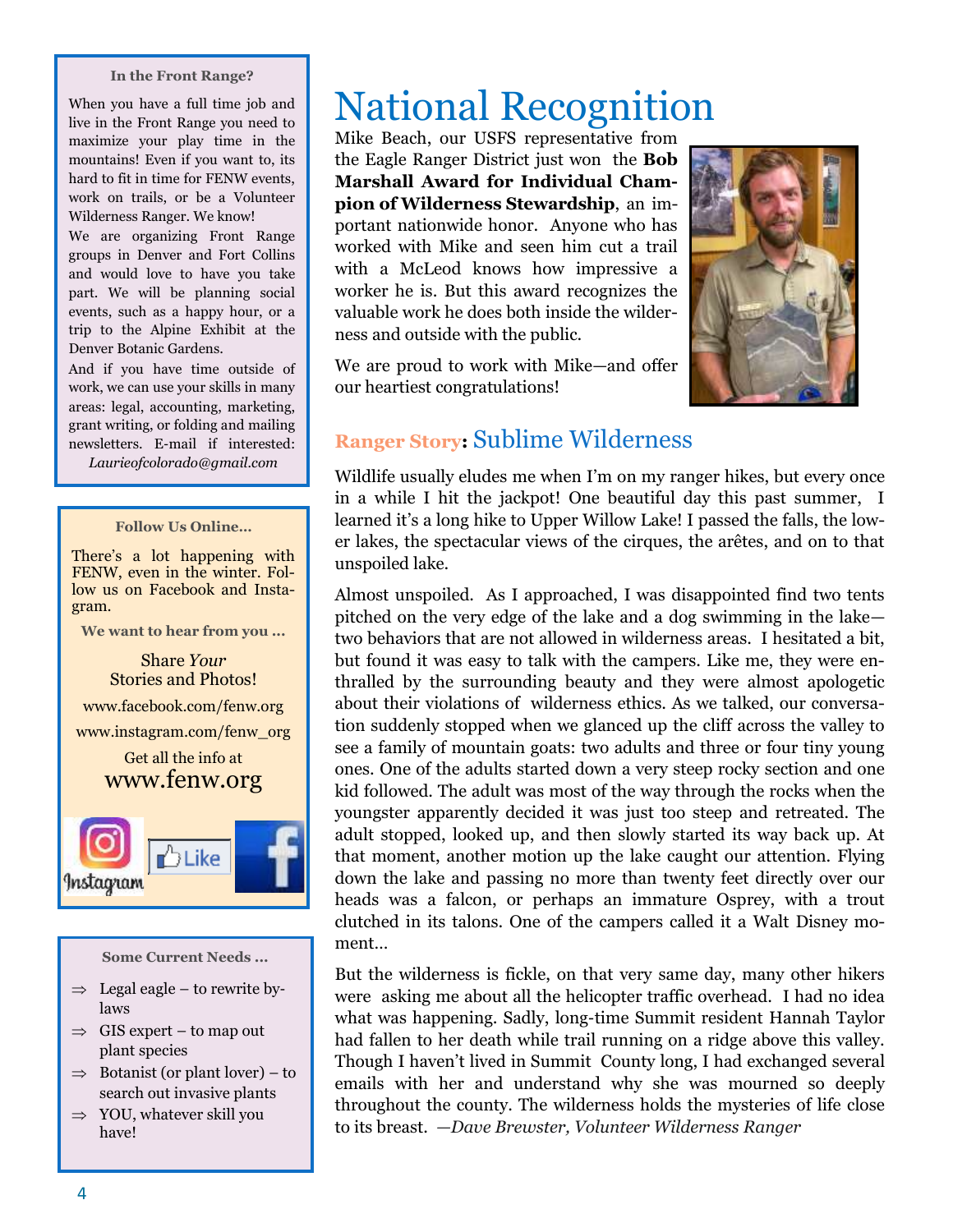# National Recognition

Mike Beach, our USFS representative from the Eagle Ranger District just won the **Bob Marshall Award for Individual Champion of Wilderness Stewardship**, an important nationwide honor. Anyone who has worked with Mike and seen him cut a trail with a McLeod knows how impressive a worker he is. But this award recognizes the valuable work he does both inside the wilderness and outside with the public.

We are proud to work with Mike—and offer our heartiest congratulations!

## Ranger Story: Sublime Wilderness

Wildlife usually eludes me when I'm on my ranger hikes, but every once in a while I hit the jackpot! One beautiful day this past summer, I learned it's a long hike to Upper Willow Lake! I passed the falls, the lower lakes, the spectacular views of the cirques, the arêtes, and on to that unspoiled lake.

Almost unspoiled. As I approached, I was disappointed find two tents pitched on the very edge of the lake and a dog swimming in the lake—two behaviors that are not allowed in wilderness areas. I hesitated a bit, but found it was easy to talk with the campers. Like me, they were enthralled by the surrounding beauty and they were almost apologetic about their violations of wilderness ethics. As we talked, our conversation suddenly stopped when we glanced up the cliff across the valley to see a family of mountain goats: two adults and three or four tiny young ones. One of the adults started down a very steep rocky section and one kid followed. The adult was most of the way through the rocks when the youngster apparently decided it was just too steep and retreated. The adult stopped, looked up, and then slowly started its way back up. At that moment, another motion up the lake caught our attention. Flying down the lake and passing no more than twenty feet directly over our heads was a falcon, or perhaps an immature Osprey, with a trout clutched in its talons. One of the campers called it a Walt Disney moment…

But the wilderness is fickle, on that very same day, many other hikers were asking me about all the helicopter traffic overhead. I had no idea what was happening. Sadly, long-time Summit resident Hannah Taylor had fallen to her death while trail running on a ridge above this valley. Though I haven't lived in Summit County long, I had exchanged several emails with her and understand why she was mourned so deeply throughout the county. The wilderness holds the mysteries of life close to its breast. *—Dave Brewster, Volunteer Wilderness Ranger*

---

**In the Front Range?**

When you have a full time job and live in the Front Range you need to maximize your play time in the mountains! Even if you want to, its hard to fit in time for FENW events, work on trails, or be a Volunteer Wilderness Ranger. We know!

We are organizing Front Range groups in Denver and Fort Collins and would love to have you take part. We will be planning social events, such as a happy hour, or a trip to the Alpine Exhibit at the Denver Botanic Gardens.

And if you have time outside of work, we can use your skills in many areas: legal, accounting, marketing, grant writing, or folding and mailing newsletters. E-mail if interested: *Laurieofcolorado@gmail.com*

---

**Follow Us Online...**

There's a lot happening with FENW, even in the winter. Follow us on Facebook and Instagram.

**We want to hear from you ...**

Share *Your* Stories and Photos!

www.facebook.com/fenw.org

www.instagram.com/fenw_org

Get all the info at

www.fenw.org

Instagram Like

---

**Some Current Needs ...**

- ⇒ Legal eagle – to rewrite bylaws
- ⇒ GIS expert – to map out plant species
- ⇒ Botanist (or plant lover) – to search out invasive plants
- ⇒ YOU, whatever skill you have!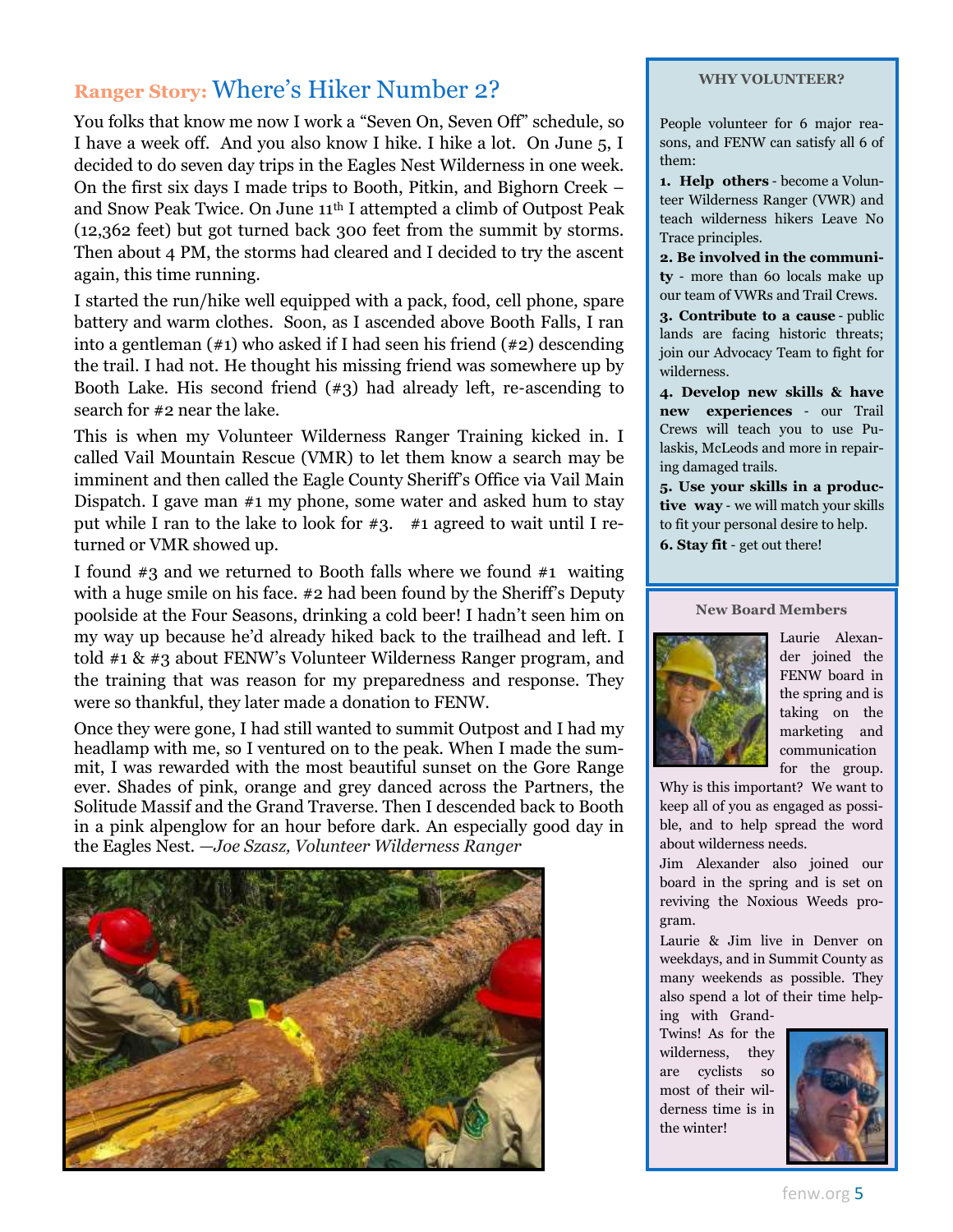## Ranger Story: Where's Hiker Number 2?

You folks that know me now I work a "Seven On, Seven Off" schedule, so I have a week off. And you also know I hike. I hike a lot. On June 5, I decided to do seven day trips in the Eagles Nest Wilderness in one week. On the first six days I made trips to Booth, Pitkin, and Bighorn Creek – and Snow Peak Twice. On June 11th I attempted a climb of Outpost Peak (12,362 feet) but got turned back 300 feet from the summit by storms. Then about 4 PM, the storms had cleared and I decided to try the ascent again, this time running.

I started the run/hike well equipped with a pack, food, cell phone, spare battery and warm clothes. Soon, as I ascended above Booth Falls, I ran into a gentleman (#1) who asked if I had seen his friend (#2) descending the trail. I had not. He thought his missing friend was somewhere up by Booth Lake. His second friend (#3) had already left, re-ascending to search for #2 near the lake.

This is when my Volunteer Wilderness Ranger Training kicked in. I called Vail Mountain Rescue (VMR) to let them know a search may be imminent and then called the Eagle County Sheriff's Office via Vail Main Dispatch. I gave man #1 my phone, some water and asked hum to stay put while I ran to the lake to look for #3. #1 agreed to wait until I returned or VMR showed up.

I found #3 and we returned to Booth falls where we found #1 waiting with a huge smile on his face. #2 had been found by the Sheriff's Deputy poolside at the Four Seasons, drinking a cold beer! I hadn't seen him on my way up because he'd already hiked back to the trailhead and left. I told #1 & #3 about FENW's Volunteer Wilderness Ranger program, and the training that was reason for my preparedness and response. They were so thankful, they later made a donation to FENW.

Once they were gone, I had still wanted to summit Outpost and I had my headlamp with me, so I ventured on to the peak. When I made the summit, I was rewarded with the most beautiful sunset on the Gore Range ever. Shades of pink, orange and grey danced across the Partners, the Solitude Massif and the Grand Traverse. Then I descended back to Booth in a pink alpenglow for an hour before dark. An especially good day in the Eagles Nest. *—Joe Szasz, Volunteer Wilderness Ranger*

### WHY VOLUNTEER?

People volunteer for 6 major reasons, and FENW can satisfy all 6 of them:

**1. Help others** - become a Volunteer Wilderness Ranger (VWR) and teach wilderness hikers Leave No Trace principles.

**2. Be involved in the community** - more than 60 locals make up our team of VWRs and Trail Crews.

**3. Contribute to a cause** - public lands are facing historic threats; join our Advocacy Team to fight for wilderness.

**4. Develop new skills & have new experiences** - our Trail Crews will teach you to use Pulaskis, McLeods and more in repairing damaged trails.

**5. Use your skills in a productive way** - we will match your skills to fit your personal desire to help.

**6. Stay fit** - get out there!

### New Board Members

Laurie Alexander joined the FENW board in the spring and is taking on the marketing and communication for the group. Why is this important? We want to keep all of you as engaged as possible, and to help spread the word about wilderness needs.

Jim Alexander also joined our board in the spring and is set on reviving the Noxious Weeds program.

Laurie & Jim live in Denver on weekdays, and in Summit County as many weekends as possible. They also spend a lot of their time helping with Grand-Twins! As for the wilderness, they are cyclists so most of their wilderness time is in the winter!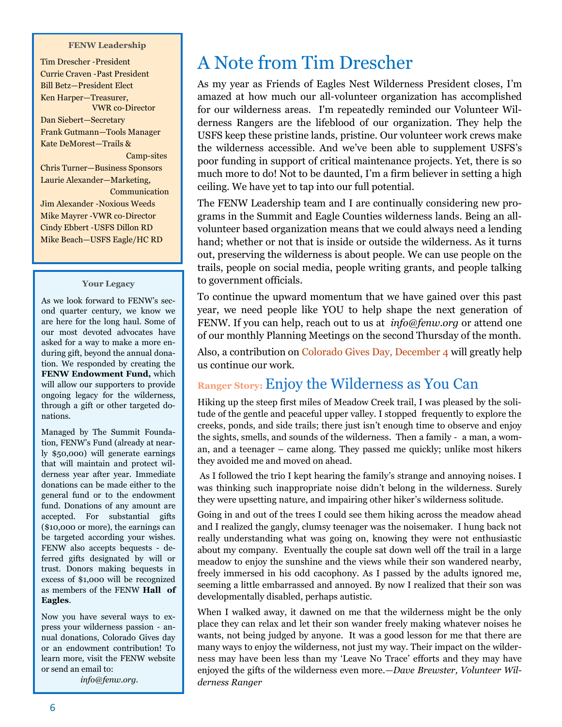**FENW Leadership**

Tim Drescher -President
Currie Craven -Past President
Bill Betz—President Elect
Ken Harper—Treasurer, VWR co-Director
Dan Siebert—Secretary
Frank Gutmann—Tools Manager
Kate DeMorest—Trails & Camp-sites
Chris Turner—Business Sponsors
Laurie Alexander—Marketing, Communication
Jim Alexander -Noxious Weeds
Mike Mayrer -VWR co-Director
Cindy Ebbert -USFS Dillon RD
Mike Beach—USFS Eagle/HC RD

**Your Legacy**

As we look forward to FENW's second quarter century, we know we are here for the long haul. Some of our most devoted advocates have asked for a way to make a more enduring gift, beyond the annual donation. We responded by creating the **FENW Endowment Fund,** which will allow our supporters to provide ongoing legacy for the wilderness, through a gift or other targeted donations.

Managed by The Summit Foundation, FENW's Fund (already at nearly $50,000) will generate earnings that will maintain and protect wilderness year after year. Immediate donations can be made either to the general fund or to the endowment fund. Donations of any amount are accepted. For substantial gifts ($10,000 or more), the earnings can be targeted according your wishes. FENW also accepts bequests - deferred gifts designated by will or trust. Donors making bequests in excess of $1,000 will be recognized as members of the FENW **Hall of Eagles**.

Now you have several ways to express your wilderness passion - annual donations, Colorado Gives day or an endowment contribution! To learn more, visit the FENW website or send an email to: *info@fenw.org*.

# A Note from Tim Drescher

As my year as Friends of Eagles Nest Wilderness President closes, I'm amazed at how much our all-volunteer organization has accomplished for our wilderness areas. I'm repeatedly reminded our Volunteer Wilderness Rangers are the lifeblood of our organization. They help the USFS keep these pristine lands, pristine. Our volunteer work crews make the wilderness accessible. And we've been able to supplement USFS's poor funding in support of critical maintenance projects. Yet, there is so much more to do! Not to be daunted, I'm a firm believer in setting a high ceiling. We have yet to tap into our full potential.

The FENW Leadership team and I are continually considering new programs in the Summit and Eagle Counties wilderness lands. Being an all-volunteer based organization means that we could always need a lending hand; whether or not that is inside or outside the wilderness. As it turns out, preserving the wilderness is about people. We can use people on the trails, people on social media, people writing grants, and people talking to government officials.

To continue the upward momentum that we have gained over this past year, we need people like YOU to help shape the next generation of FENW. If you can help, reach out to us at *info@fenw.org* or attend one of our monthly Planning Meetings on the second Thursday of the month.

Also, a contribution on Colorado Gives Day, December 4 will greatly help us continue our work.

## Ranger Story: Enjoy the Wilderness as You Can

Hiking up the steep first miles of Meadow Creek trail, I was pleased by the solitude of the gentle and peaceful upper valley. I stopped frequently to explore the creeks, ponds, and side trails; there just isn't enough time to observe and enjoy the sights, smells, and sounds of the wilderness. Then a family - a man, a woman, and a teenager – came along. They passed me quickly; unlike most hikers they avoided me and moved on ahead.

As I followed the trio I kept hearing the family's strange and annoying noises. I was thinking such inappropriate noise didn't belong in the wilderness. Surely they were upsetting nature, and impairing other hiker's wilderness solitude.

Going in and out of the trees I could see them hiking across the meadow ahead and I realized the gangly, clumsy teenager was the noisemaker. I hung back not really understanding what was going on, knowing they were not enthusiastic about my company. Eventually the couple sat down well off the trail in a large meadow to enjoy the sunshine and the views while their son wandered nearby, freely immersed in his odd cacophony. As I passed by the adults ignored me, seeming a little embarrassed and annoyed. By now I realized that their son was developmentally disabled, perhaps autistic.

When I walked away, it dawned on me that the wilderness might be the only place they can relax and let their son wander freely making whatever noises he wants, not being judged by anyone. It was a good lesson for me that there are many ways to enjoy the wilderness, not just my way. Their impact on the wilderness may have been less than my 'Leave No Trace' efforts and they may have enjoyed the gifts of the wilderness even more.—*Dave Brewster, Volunteer Wilderness Ranger*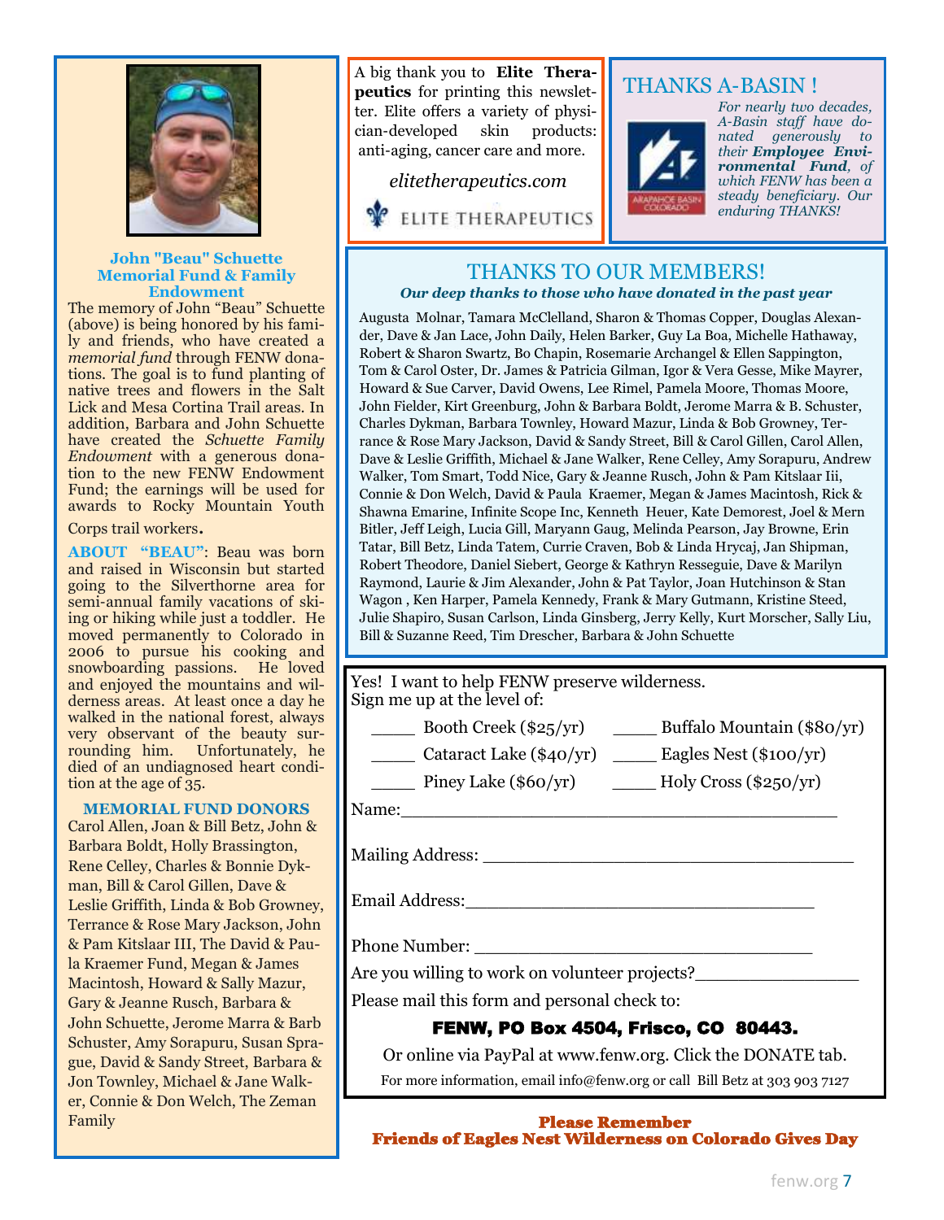### John "Beau" Schuette Memorial Fund & Family Endowment

The memory of John "Beau" Schuette (above) is being honored by his family and friends, who have created a *memorial fund* through FENW donations. The goal is to fund planting of native trees and flowers in the Salt Lick and Mesa Cortina Trail areas. In addition, Barbara and John Schuette have created the *Schuette Family Endowment* with a generous donation to the new FENW Endowment Fund; the earnings will be used for awards to Rocky Mountain Youth Corps trail workers.

**ABOUT "BEAU"**: Beau was born and raised in Wisconsin but started going to the Silverthorne area for semi-annual family vacations of skiing or hiking while just a toddler. He moved permanently to Colorado in 2006 to pursue his cooking and snowboarding passions. He loved and enjoyed the mountains and wilderness areas. At least once a day he walked in the national forest, always very observant of the beauty surrounding him. Unfortunately, he died of an undiagnosed heart condition at the age of 35.

**MEMORIAL FUND DONORS**

Carol Allen, Joan & Bill Betz, John & Barbara Boldt, Holly Brassington, Rene Celley, Charles & Bonnie Dykman, Bill & Carol Gillen, Dave & Leslie Griffith, Linda & Bob Growney, Terrance & Rose Mary Jackson, John & Pam Kitslaar III, The David & Paula Kraemer Fund, Megan & James Macintosh, Howard & Sally Mazur, Gary & Jeanne Rusch, Barbara & John Schuette, Jerome Marra & Barb Schuster, Amy Sorapuru, Susan Sprague, David & Sandy Street, Barbara & Jon Townley, Michael & Jane Walker, Connie & Don Welch, The Zeman Family

A big thank you to **Elite Therapeutics** for printing this newsletter. Elite offers a variety of physician-developed skin products: anti-aging, cancer care and more.

*elitetherapeutics.com*

ELITE THERAPEUTICS

## THANKS A-BASIN !

*For nearly two decades, A-Basin staff have donated generously to their **Employee Environmental Fund**, of which FENW has been a steady beneficiary. Our enduring THANKS!*

ARAPAHOE BASIN COLORADO

## THANKS TO OUR MEMBERS!

***Our deep thanks to those who have donated in the past year***

Augusta Molnar, Tamara McClelland, Sharon & Thomas Copper, Douglas Alexander, Dave & Jan Lace, John Daily, Helen Barker, Guy La Boa, Michelle Hathaway, Robert & Sharon Swartz, Bo Chapin, Rosemarie Archangel & Ellen Sappington, Tom & Carol Oster, Dr. James & Patricia Gilman, Igor & Vera Gesse, Mike Mayrer, Howard & Sue Carver, David Owens, Lee Rimel, Pamela Moore, Thomas Moore, John Fielder, Kirt Greenburg, John & Barbara Boldt, Jerome Marra & B. Schuster, Charles Dykman, Barbara Townley, Howard Mazur, Linda & Bob Growney, Terrance & Rose Mary Jackson, David & Sandy Street, Bill & Carol Gillen, Carol Allen, Dave & Leslie Griffith, Michael & Jane Walker, Rene Celley, Amy Sorapuru, Andrew Walker, Tom Smart, Todd Nice, Gary & Jeanne Rusch, John & Pam Kitslaar Iii, Connie & Don Welch, David & Paula Kraemer, Megan & James Macintosh, Rick & Shawna Emarine, Infinite Scope Inc, Kenneth Heuer, Kate Demorest, Joel & Mern Bitler, Jeff Leigh, Lucia Gill, Maryann Gaug, Melinda Pearson, Jay Browne, Erin Tatar, Bill Betz, Linda Tatem, Currie Craven, Bob & Linda Hrycaj, Jan Shipman, Robert Theodore, Daniel Siebert, George & Kathryn Resseguie, Dave & Marilyn Raymond, Laurie & Jim Alexander, John & Pat Taylor, Joan Hutchinson & Stan Wagon , Ken Harper, Pamela Kennedy, Frank & Mary Gutmann, Kristine Steed, Julie Shapiro, Susan Carlson, Linda Ginsberg, Jerry Kelly, Kurt Morscher, Sally Liu, Bill & Suzanne Reed, Tim Drescher, Barbara & John Schuette

Yes! I want to help FENW preserve wilderness.
Sign me up at the level of:

____ Booth Creek ($25/yr) ____ Buffalo Mountain ($80/yr)

____ Cataract Lake ($40/yr) ____ Eagles Nest ($100/yr)

____ Piney Lake ($60/yr) ____ Holy Cross ($250/yr)

Name:_________________________________________

Mailing Address: ___________________________________

Email Address:_________________________________

Phone Number: ________________________________

Are you willing to work on volunteer projects?_______________

Please mail this form and personal check to:

**FENW, PO Box 4504, Frisco, CO 80443.**

Or online via PayPal at www.fenw.org. Click the DONATE tab.

For more information, email info@fenw.org or call Bill Betz at 303 903 7127

**Please Remember**
**Friends of Eagles Nest Wilderness on Colorado Gives Day**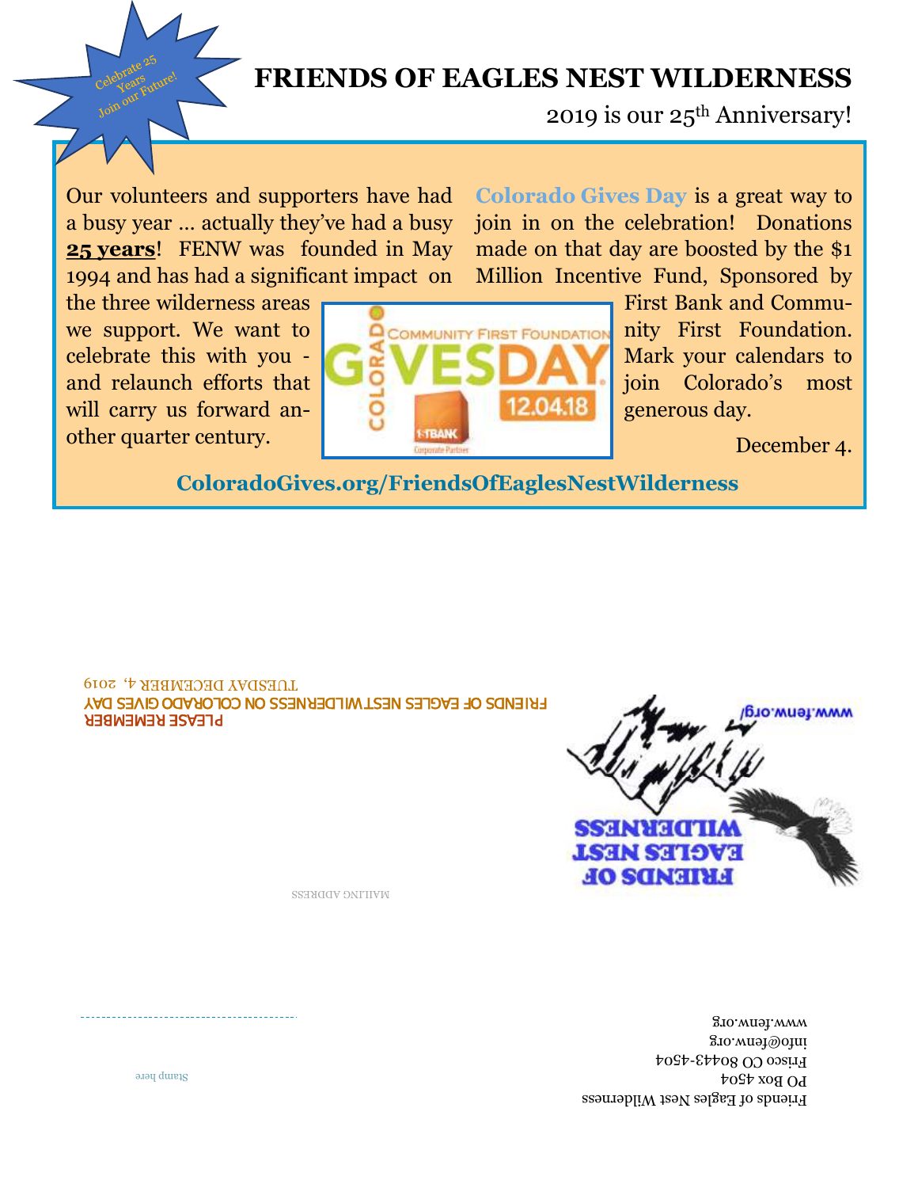Celebrate 25 Years Join our Future!

# FRIENDS OF EAGLES NEST WILDERNESS

2019 is our 25th Anniversary!

Our volunteers and supporters have had a busy year … actually they've had a busy **25 years**! FENW was founded in May 1994 and has had a significant impact on the three wilderness areas we support. We want to celebrate this with you - and relaunch efforts that will carry us forward another quarter century.

**Colorado Gives Day** is a great way to join in on the celebration! Donations made on that day are boosted by the $1 Million Incentive Fund, Sponsored by First Bank and Community First Foundation. Mark your calendars to join Colorado's most generous day.

COLORADO COMMUNITY FIRST FOUNDATION GIVESDAY 12.04.18 1STBANK Corporate Partner

December 4.

**ColoradoGives.org/FriendsOfEaglesNestWilderness**

PLEASE REMEMBER
FRIENDS OF EAGLES NEST WILDERNESS ON COLORADO GIVES DAY
TUESDAY DECEMBER 4, 2019

www.fenw.org/
FRIENDS OF EAGLES NEST WILDERNESS

MAILING ADDRESS

Stamp here

Friends of Eagles Nest Wilderness
PO Box 4504
Frisco CO 80443-4504
info@fenw.org
www.fenw.org